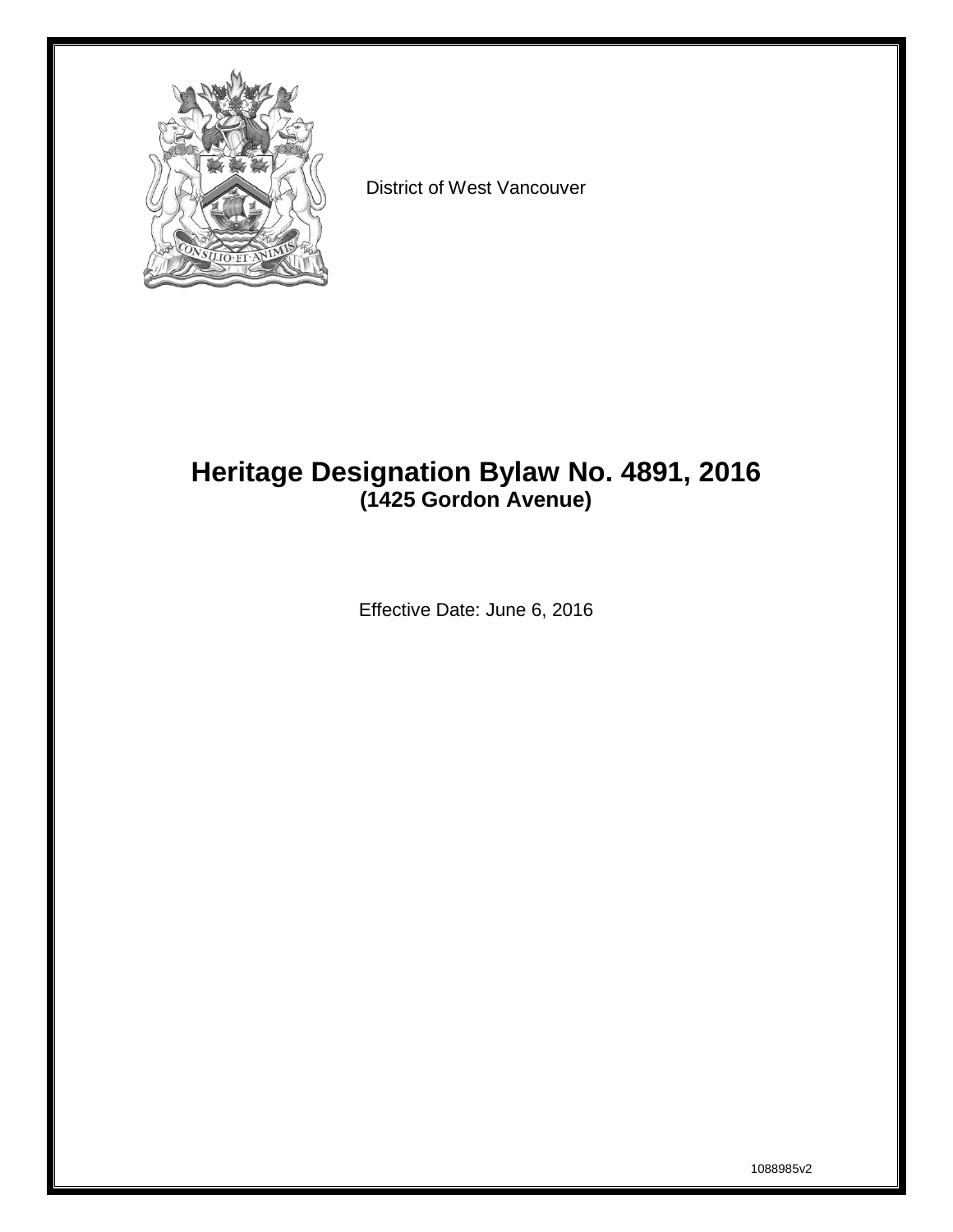District of West Vancouver

# Heritage Designation Bylaw No. 4891, 2016
## (1425 Gordon Avenue)

Effective Date: June 6, 2016

1088985v2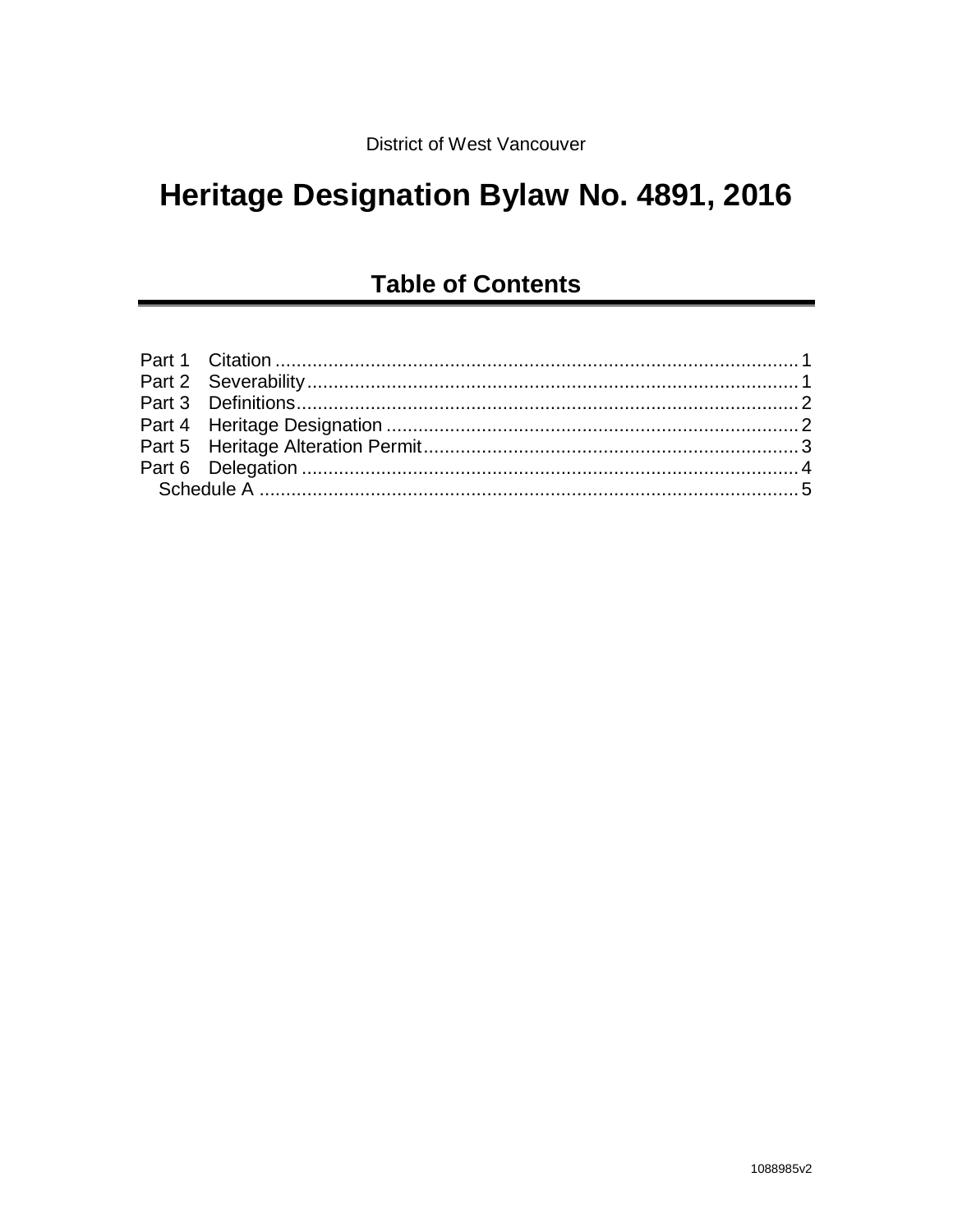District of West Vancouver

# Heritage Designation Bylaw No. 4891, 2016

## Table of Contents

| | | |
|---|---|---|
| Part 1 | Citation | 1 |
| Part 2 | Severability | 1 |
| Part 3 | Definitions | 2 |
| Part 4 | Heritage Designation | 2 |
| Part 5 | Heritage Alteration Permit | 3 |
| Part 6 | Delegation | 4 |
| | Schedule A | 5 |

1088985v2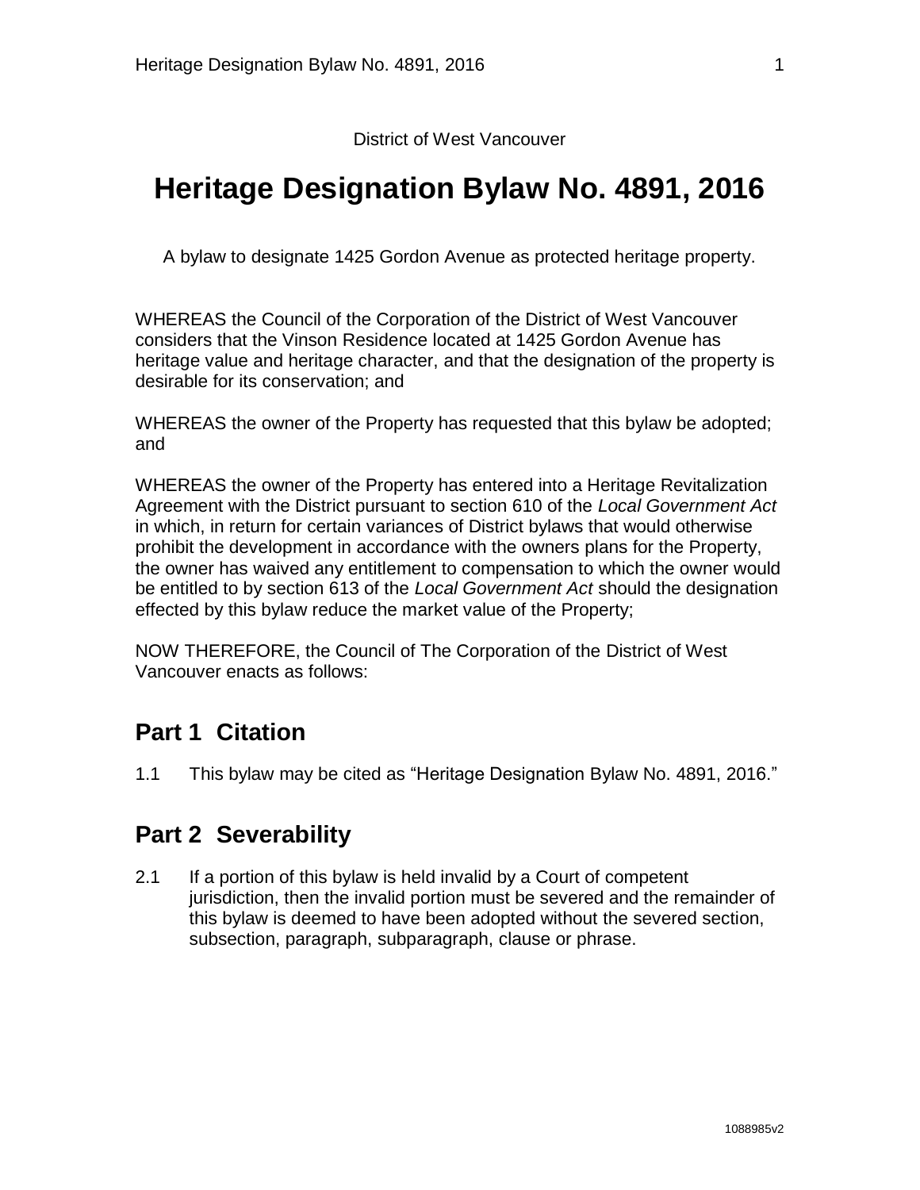District of West Vancouver

# Heritage Designation Bylaw No. 4891, 2016

A bylaw to designate 1425 Gordon Avenue as protected heritage property.

WHEREAS the Council of the Corporation of the District of West Vancouver considers that the Vinson Residence located at 1425 Gordon Avenue has heritage value and heritage character, and that the designation of the property is desirable for its conservation; and

WHEREAS the owner of the Property has requested that this bylaw be adopted; and

WHEREAS the owner of the Property has entered into a Heritage Revitalization Agreement with the District pursuant to section 610 of the *Local Government Act* in which, in return for certain variances of District bylaws that would otherwise prohibit the development in accordance with the owners plans for the Property, the owner has waived any entitlement to compensation to which the owner would be entitled to by section 613 of the *Local Government Act* should the designation effected by this bylaw reduce the market value of the Property;

NOW THEREFORE, the Council of The Corporation of the District of West Vancouver enacts as follows:

## Part 1 Citation

1.1 This bylaw may be cited as “Heritage Designation Bylaw No. 4891, 2016.”

## Part 2 Severability

2.1 If a portion of this bylaw is held invalid by a Court of competent jurisdiction, then the invalid portion must be severed and the remainder of this bylaw is deemed to have been adopted without the severed section, subsection, paragraph, subparagraph, clause or phrase.

1088985v2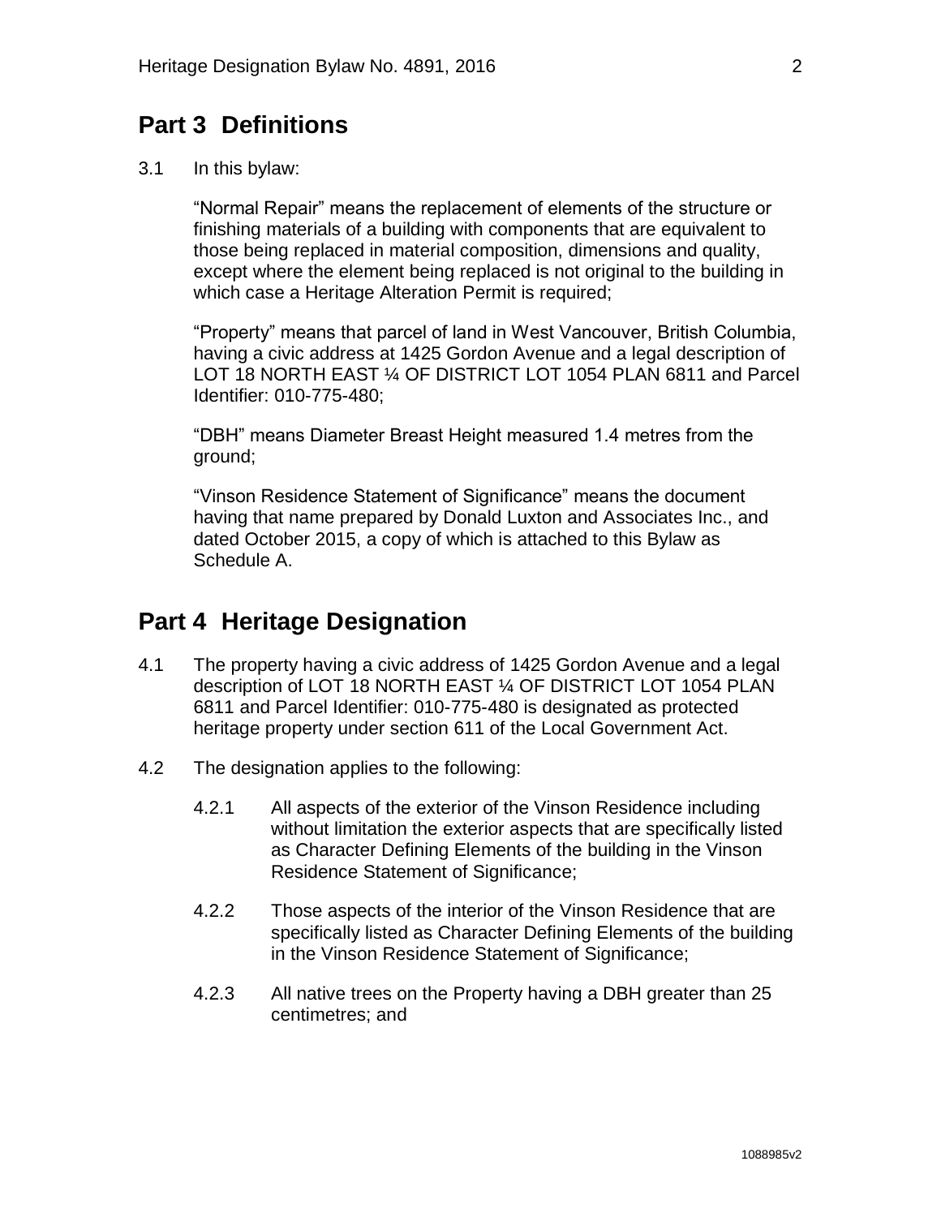## Part 3 Definitions

3.1 In this bylaw:

"Normal Repair" means the replacement of elements of the structure or finishing materials of a building with components that are equivalent to those being replaced in material composition, dimensions and quality, except where the element being replaced is not original to the building in which case a Heritage Alteration Permit is required;

"Property" means that parcel of land in West Vancouver, British Columbia, having a civic address at 1425 Gordon Avenue and a legal description of LOT 18 NORTH EAST ¼ OF DISTRICT LOT 1054 PLAN 6811 and Parcel Identifier: 010-775-480;

"DBH" means Diameter Breast Height measured 1.4 metres from the ground;

"Vinson Residence Statement of Significance" means the document having that name prepared by Donald Luxton and Associates Inc., and dated October 2015, a copy of which is attached to this Bylaw as Schedule A.

## Part 4 Heritage Designation

4.1 The property having a civic address of 1425 Gordon Avenue and a legal description of LOT 18 NORTH EAST ¼ OF DISTRICT LOT 1054 PLAN 6811 and Parcel Identifier: 010-775-480 is designated as protected heritage property under section 611 of the Local Government Act.

4.2 The designation applies to the following:

4.2.1 All aspects of the exterior of the Vinson Residence including without limitation the exterior aspects that are specifically listed as Character Defining Elements of the building in the Vinson Residence Statement of Significance;

4.2.2 Those aspects of the interior of the Vinson Residence that are specifically listed as Character Defining Elements of the building in the Vinson Residence Statement of Significance;

4.2.3 All native trees on the Property having a DBH greater than 25 centimetres; and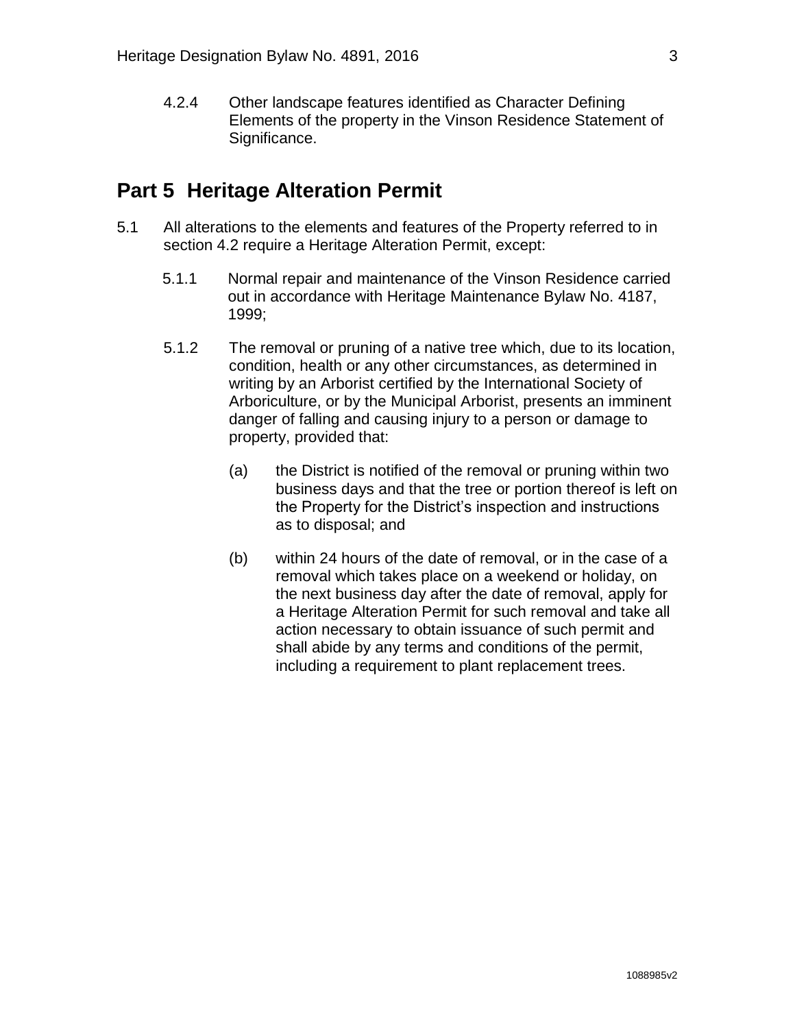4.2.4 Other landscape features identified as Character Defining Elements of the property in the Vinson Residence Statement of Significance.

## Part 5 Heritage Alteration Permit

5.1 All alterations to the elements and features of the Property referred to in section 4.2 require a Heritage Alteration Permit, except:

5.1.1 Normal repair and maintenance of the Vinson Residence carried out in accordance with Heritage Maintenance Bylaw No. 4187, 1999;

5.1.2 The removal or pruning of a native tree which, due to its location, condition, health or any other circumstances, as determined in writing by an Arborist certified by the International Society of Arboriculture, or by the Municipal Arborist, presents an imminent danger of falling and causing injury to a person or damage to property, provided that:

(a) the District is notified of the removal or pruning within two business days and that the tree or portion thereof is left on the Property for the District's inspection and instructions as to disposal; and

(b) within 24 hours of the date of removal, or in the case of a removal which takes place on a weekend or holiday, on the next business day after the date of removal, apply for a Heritage Alteration Permit for such removal and take all action necessary to obtain issuance of such permit and shall abide by any terms and conditions of the permit, including a requirement to plant replacement trees.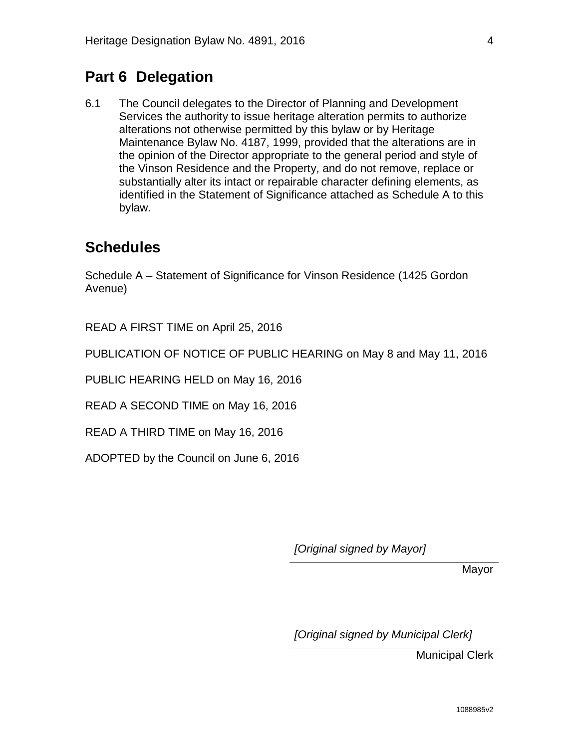## Part 6 Delegation

6.1 The Council delegates to the Director of Planning and Development Services the authority to issue heritage alteration permits to authorize alterations not otherwise permitted by this bylaw or by Heritage Maintenance Bylaw No. 4187, 1999, provided that the alterations are in the opinion of the Director appropriate to the general period and style of the Vinson Residence and the Property, and do not remove, replace or substantially alter its intact or repairable character defining elements, as identified in the Statement of Significance attached as Schedule A to this bylaw.

## Schedules

Schedule A – Statement of Significance for Vinson Residence (1425 Gordon Avenue)

READ A FIRST TIME on April 25, 2016

PUBLICATION OF NOTICE OF PUBLIC HEARING on May 8 and May 11, 2016

PUBLIC HEARING HELD on May 16, 2016

READ A SECOND TIME on May 16, 2016

READ A THIRD TIME on May 16, 2016

ADOPTED by the Council on June 6, 2016

*[Original signed by Mayor]*

Mayor

*[Original signed by Municipal Clerk]*

Municipal Clerk

1088985v2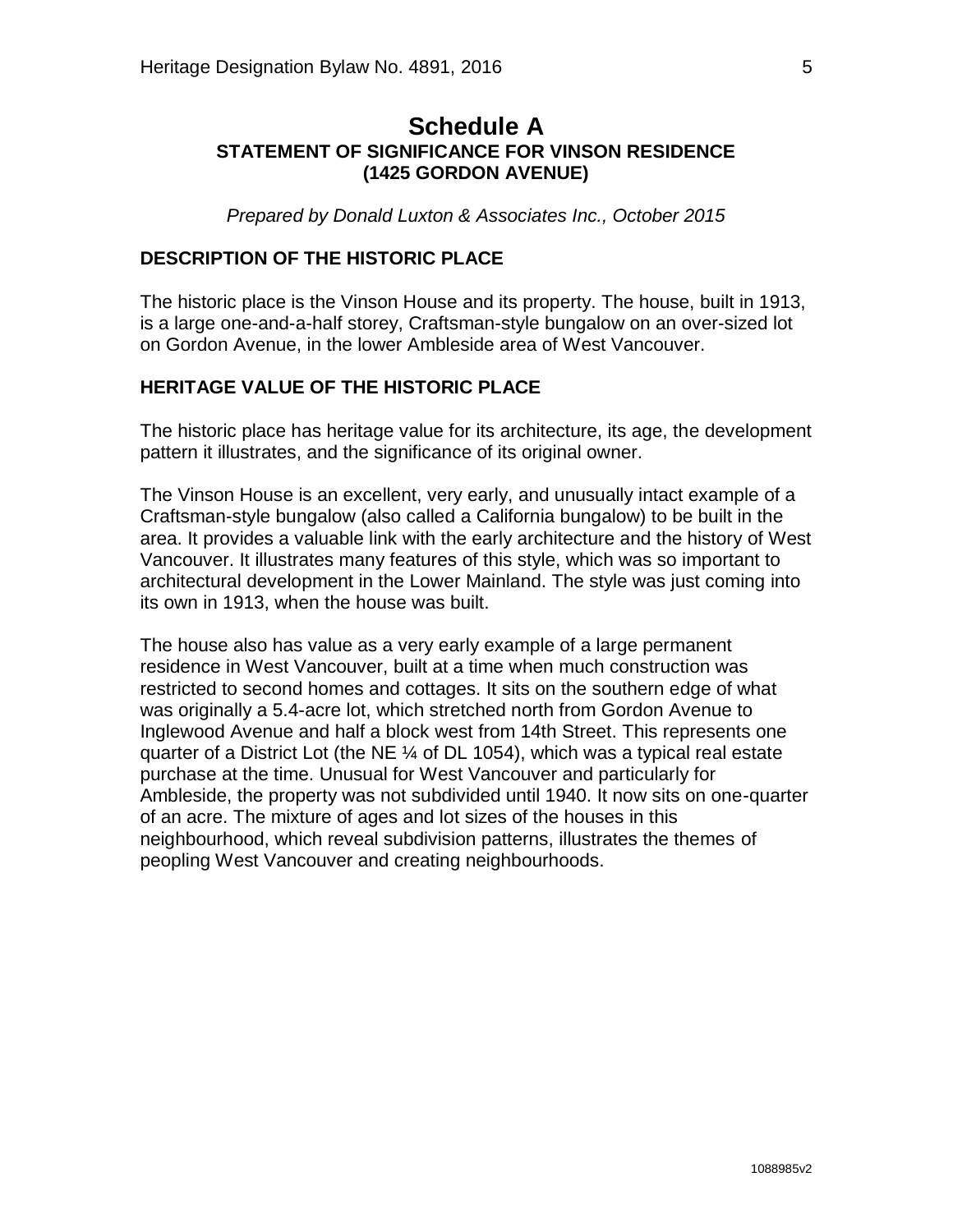# Schedule A

## STATEMENT OF SIGNIFICANCE FOR VINSON RESIDENCE (1425 GORDON AVENUE)

*Prepared by Donald Luxton & Associates Inc., October 2015*

### DESCRIPTION OF THE HISTORIC PLACE

The historic place is the Vinson House and its property. The house, built in 1913, is a large one-and-a-half storey, Craftsman-style bungalow on an over-sized lot on Gordon Avenue, in the lower Ambleside area of West Vancouver.

### HERITAGE VALUE OF THE HISTORIC PLACE

The historic place has heritage value for its architecture, its age, the development pattern it illustrates, and the significance of its original owner.

The Vinson House is an excellent, very early, and unusually intact example of a Craftsman-style bungalow (also called a California bungalow) to be built in the area. It provides a valuable link with the early architecture and the history of West Vancouver. It illustrates many features of this style, which was so important to architectural development in the Lower Mainland. The style was just coming into its own in 1913, when the house was built.

The house also has value as a very early example of a large permanent residence in West Vancouver, built at a time when much construction was restricted to second homes and cottages. It sits on the southern edge of what was originally a 5.4-acre lot, which stretched north from Gordon Avenue to Inglewood Avenue and half a block west from 14th Street. This represents one quarter of a District Lot (the NE ¼ of DL 1054), which was a typical real estate purchase at the time. Unusual for West Vancouver and particularly for Ambleside, the property was not subdivided until 1940. It now sits on one-quarter of an acre. The mixture of ages and lot sizes of the houses in this neighbourhood, which reveal subdivision patterns, illustrates the themes of peopling West Vancouver and creating neighbourhoods.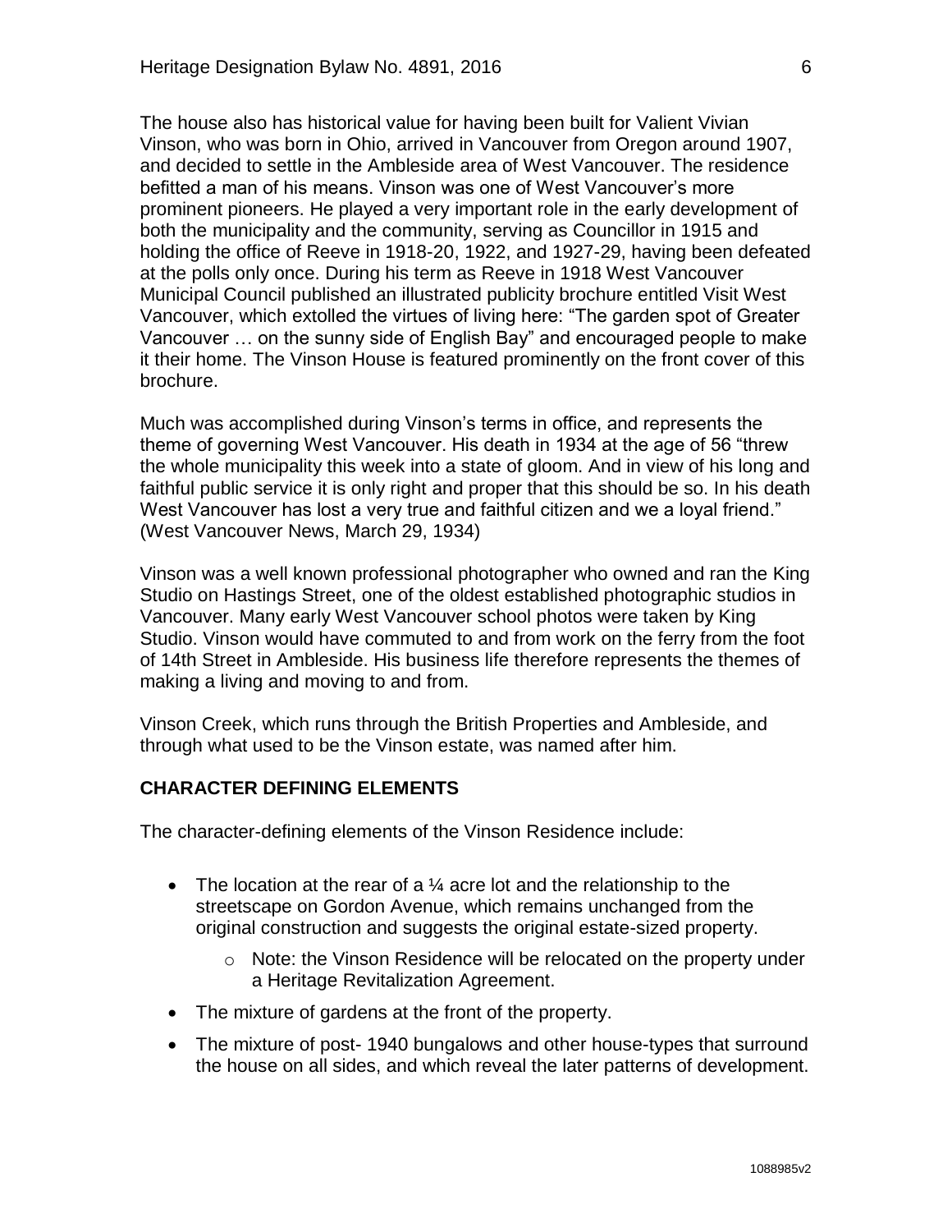The house also has historical value for having been built for Valient Vivian Vinson, who was born in Ohio, arrived in Vancouver from Oregon around 1907, and decided to settle in the Ambleside area of West Vancouver. The residence befitted a man of his means. Vinson was one of West Vancouver's more prominent pioneers. He played a very important role in the early development of both the municipality and the community, serving as Councillor in 1915 and holding the office of Reeve in 1918-20, 1922, and 1927-29, having been defeated at the polls only once. During his term as Reeve in 1918 West Vancouver Municipal Council published an illustrated publicity brochure entitled Visit West Vancouver, which extolled the virtues of living here: "The garden spot of Greater Vancouver … on the sunny side of English Bay" and encouraged people to make it their home. The Vinson House is featured prominently on the front cover of this brochure.

Much was accomplished during Vinson's terms in office, and represents the theme of governing West Vancouver. His death in 1934 at the age of 56 "threw the whole municipality this week into a state of gloom. And in view of his long and faithful public service it is only right and proper that this should be so. In his death West Vancouver has lost a very true and faithful citizen and we a loyal friend." (West Vancouver News, March 29, 1934)

Vinson was a well known professional photographer who owned and ran the King Studio on Hastings Street, one of the oldest established photographic studios in Vancouver. Many early West Vancouver school photos were taken by King Studio. Vinson would have commuted to and from work on the ferry from the foot of 14th Street in Ambleside. His business life therefore represents the themes of making a living and moving to and from.

Vinson Creek, which runs through the British Properties and Ambleside, and through what used to be the Vinson estate, was named after him.

## CHARACTER DEFINING ELEMENTS

The character-defining elements of the Vinson Residence include:

- The location at the rear of a ¼ acre lot and the relationship to the streetscape on Gordon Avenue, which remains unchanged from the original construction and suggests the original estate-sized property.
    - Note: the Vinson Residence will be relocated on the property under a Heritage Revitalization Agreement.
- The mixture of gardens at the front of the property.
- The mixture of post- 1940 bungalows and other house-types that surround the house on all sides, and which reveal the later patterns of development.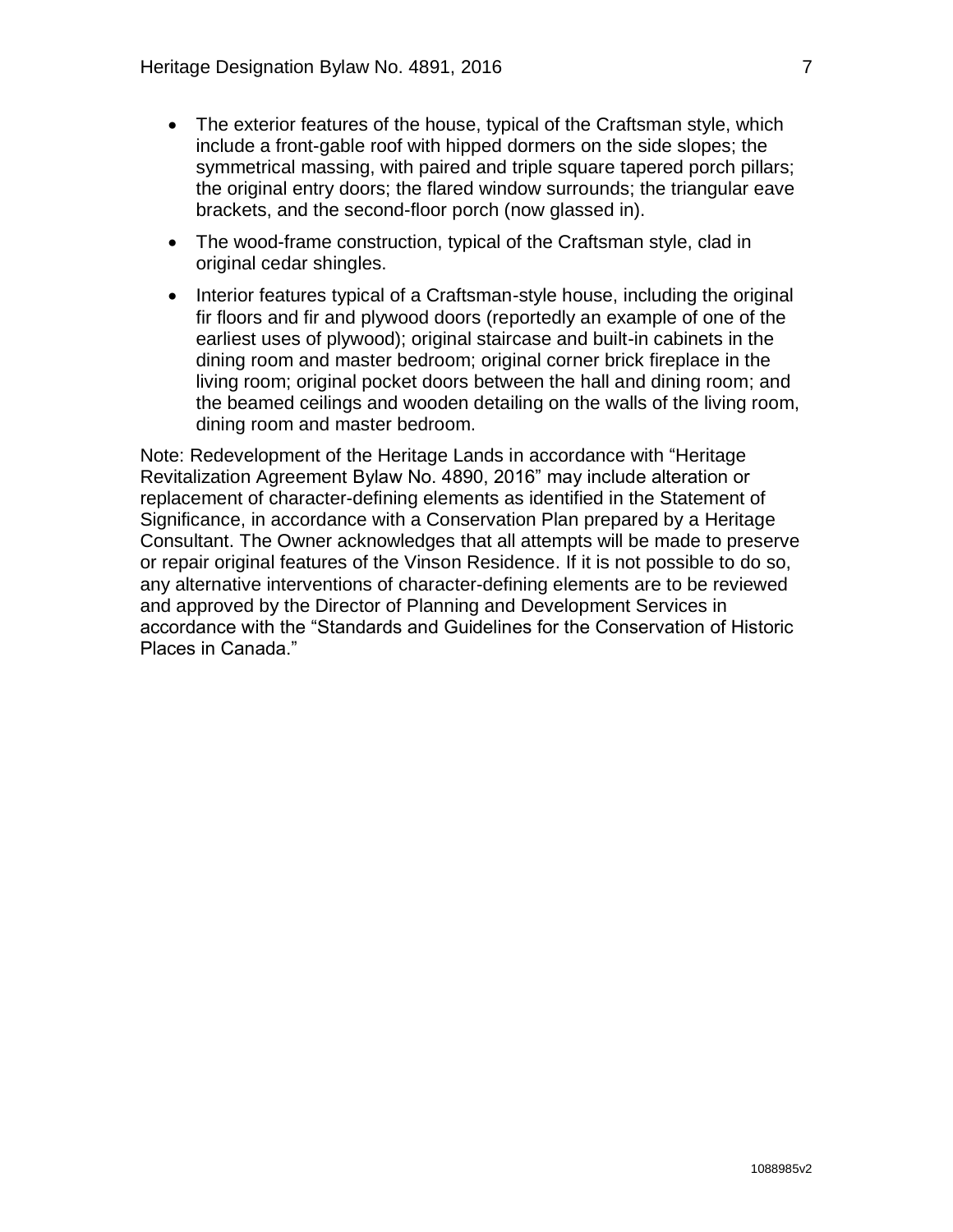- The exterior features of the house, typical of the Craftsman style, which include a front-gable roof with hipped dormers on the side slopes; the symmetrical massing, with paired and triple square tapered porch pillars; the original entry doors; the flared window surrounds; the triangular eave brackets, and the second-floor porch (now glassed in).
- The wood-frame construction, typical of the Craftsman style, clad in original cedar shingles.
- Interior features typical of a Craftsman-style house, including the original fir floors and fir and plywood doors (reportedly an example of one of the earliest uses of plywood); original staircase and built-in cabinets in the dining room and master bedroom; original corner brick fireplace in the living room; original pocket doors between the hall and dining room; and the beamed ceilings and wooden detailing on the walls of the living room, dining room and master bedroom.

Note: Redevelopment of the Heritage Lands in accordance with "Heritage Revitalization Agreement Bylaw No. 4890, 2016" may include alteration or replacement of character-defining elements as identified in the Statement of Significance, in accordance with a Conservation Plan prepared by a Heritage Consultant. The Owner acknowledges that all attempts will be made to preserve or repair original features of the Vinson Residence. If it is not possible to do so, any alternative interventions of character-defining elements are to be reviewed and approved by the Director of Planning and Development Services in accordance with the "Standards and Guidelines for the Conservation of Historic Places in Canada."